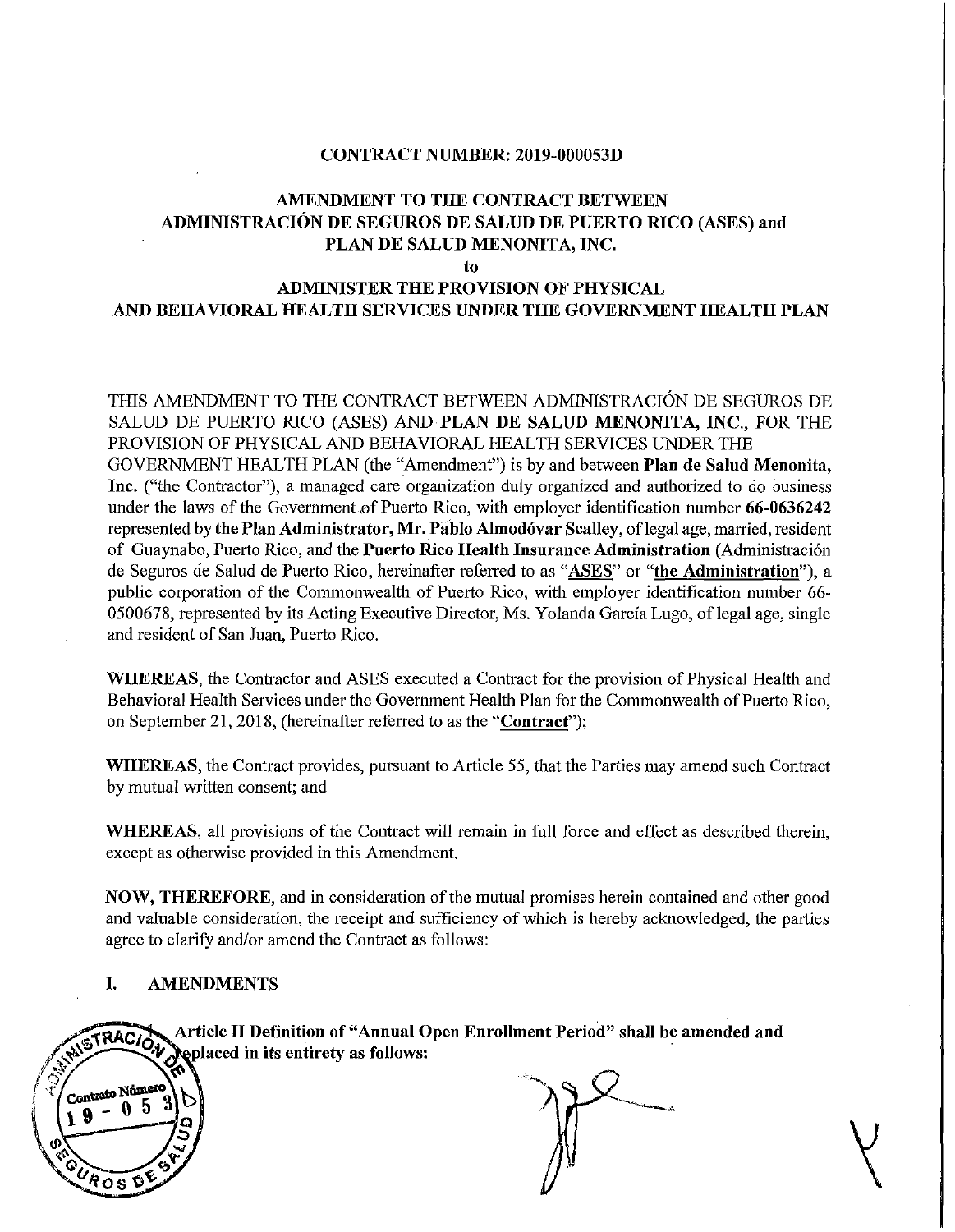**CONTRACT NUMBER: 2019-000053D**

**AMENDMENT TO THE CONTRACT BETWEEN ADMINISTRACIÓN DE SEGUROS DE SALUD DE PUERTO RICO (ASES) and PLAN DE SALUD MENONITA, INC.**

**to**

**ADMINISTER THE PROVISION OF PHYSICAL AND BEHAVIORAL HEALTH SERVICES UNDER THE GOVERNMENT HEALTH PLAN**

THIS AMENDMENT TO THE CONTRACT BETWEEN ADMINISTRACIÓN DE SEGUROS DE SALUD DE PUERTO RICO (ASES) AND **PLAN DE SALUD MENONITA, INC.**, FOR THE PROVISION OF PHYSICAL AND BEHAVIORAL HEALTH SERVICES UNDER THE GOVERNMENT HEALTH PLAN (the "Amendment") is by and between **Plan de Salud Menonita, Inc.** ("the Contractor"), a managed care organization duly organized and authorized to do business under the laws of the Government of Puerto Rico, with employer identification number **66-0636242** represented by **the Plan Administrator, Mr. Pablo Almodóvar Scalley**, of legal age, married, resident of Guaynabo, Puerto Rico, and the **Puerto Rico Health Insurance Administration** (Administración de Seguros de Salud de Puerto Rico, hereinafter referred to as "**ASES**" or "**the Administration**"), a public corporation of the Commonwealth of Puerto Rico, with employer identification number 66-0500678, represented by its Acting Executive Director, Ms. Yolanda García Lugo, of legal age, single and resident of San Juan, Puerto Rico.

**WHEREAS**, the Contractor and ASES executed a Contract for the provision of Physical Health and Behavioral Health Services under the Government Health Plan for the Commonwealth of Puerto Rico, on September 21, 2018, (hereinafter referred to as the "**Contract**");

**WHEREAS**, the Contract provides, pursuant to Article 55, that the Parties may amend such Contract by mutual written consent; and

**WHEREAS**, all provisions of the Contract will remain in full force and effect as described therein, except as otherwise provided in this Amendment.

**NOW, THEREFORE**, and in consideration of the mutual promises herein contained and other good and valuable consideration, the receipt and sufficiency of which is hereby acknowledged, the parties agree to clarify and/or amend the Contract as follows:

## I. AMENDMENTS

1. **Article II Definition of "Annual Open Enrollment Period" shall be amended and replaced in its entirety as follows:**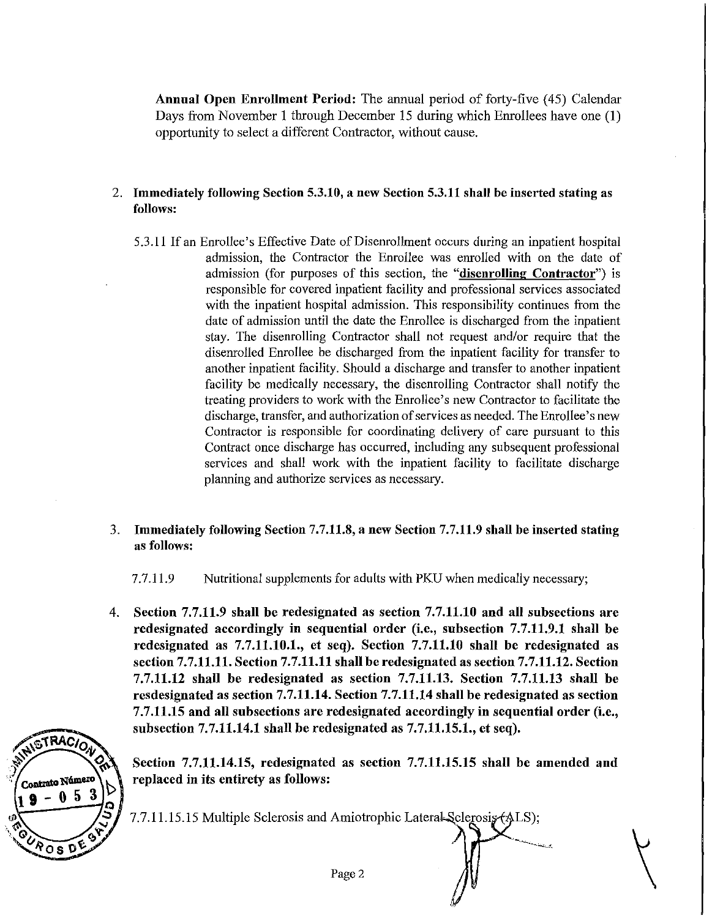**Annual Open Enrollment Period:** The annual period of forty-five (45) Calendar Days from November 1 through December 15 during which Enrollees have one (1) opportunity to select a different Contractor, without cause.

2. **Immediately following Section 5.3.10, a new Section 5.3.11 shall be inserted stating as follows:**

   5.3.11 If an Enrollee's Effective Date of Disenrollment occurs during an inpatient hospital admission, the Contractor the Enrollee was enrolled with on the date of admission (for purposes of this section, the "**disenrolling Contractor**") is responsible for covered inpatient facility and professional services associated with the inpatient hospital admission. This responsibility continues from the date of admission until the date the Enrollee is discharged from the inpatient stay. The disenrolling Contractor shall not request and/or require that the disenrolled Enrollee be discharged from the inpatient facility for transfer to another inpatient facility. Should a discharge and transfer to another inpatient facility be medically necessary, the disenrolling Contractor shall notify the treating providers to work with the Enrollee's new Contractor to facilitate the discharge, transfer, and authorization of services as needed. The Enrollee's new Contractor is responsible for coordinating delivery of care pursuant to this Contract once discharge has occurred, including any subsequent professional services and shall work with the inpatient facility to facilitate discharge planning and authorize services as necessary.

3. **Immediately following Section 7.7.11.8, a new Section 7.7.11.9 shall be inserted stating as follows:**

   7.7.11.9 Nutritional supplements for adults with PKU when medically necessary;

4. **Section 7.7.11.9 shall be redesignated as section 7.7.11.10 and all subsections are redesignated accordingly in sequential order (i.e., subsection 7.7.11.9.1 shall be redesignated as 7.7.11.10.1., et seq). Section 7.7.11.10 shall be redesignated as section 7.7.11.11. Section 7.7.11.11 shall be redesignated as section 7.7.11.12. Section 7.7.11.12 shall be redesignated as section 7.7.11.13. Section 7.7.11.13 shall be resdesignated as section 7.7.11.14. Section 7.7.11.14 shall be redesignated as section 7.7.11.15 and all subsections are redesignated accordingly in sequential order (i.e., subsection 7.7.11.14.1 shall be redesignated as 7.7.11.15.1., et seq).**

   **Section 7.7.11.14.15, redesignated as section 7.7.11.15.15 shall be amended and replaced in its entirety as follows:**

   7.7.11.15.15 Multiple Sclerosis and Amiotrophic Lateral Sclerosis (ALS);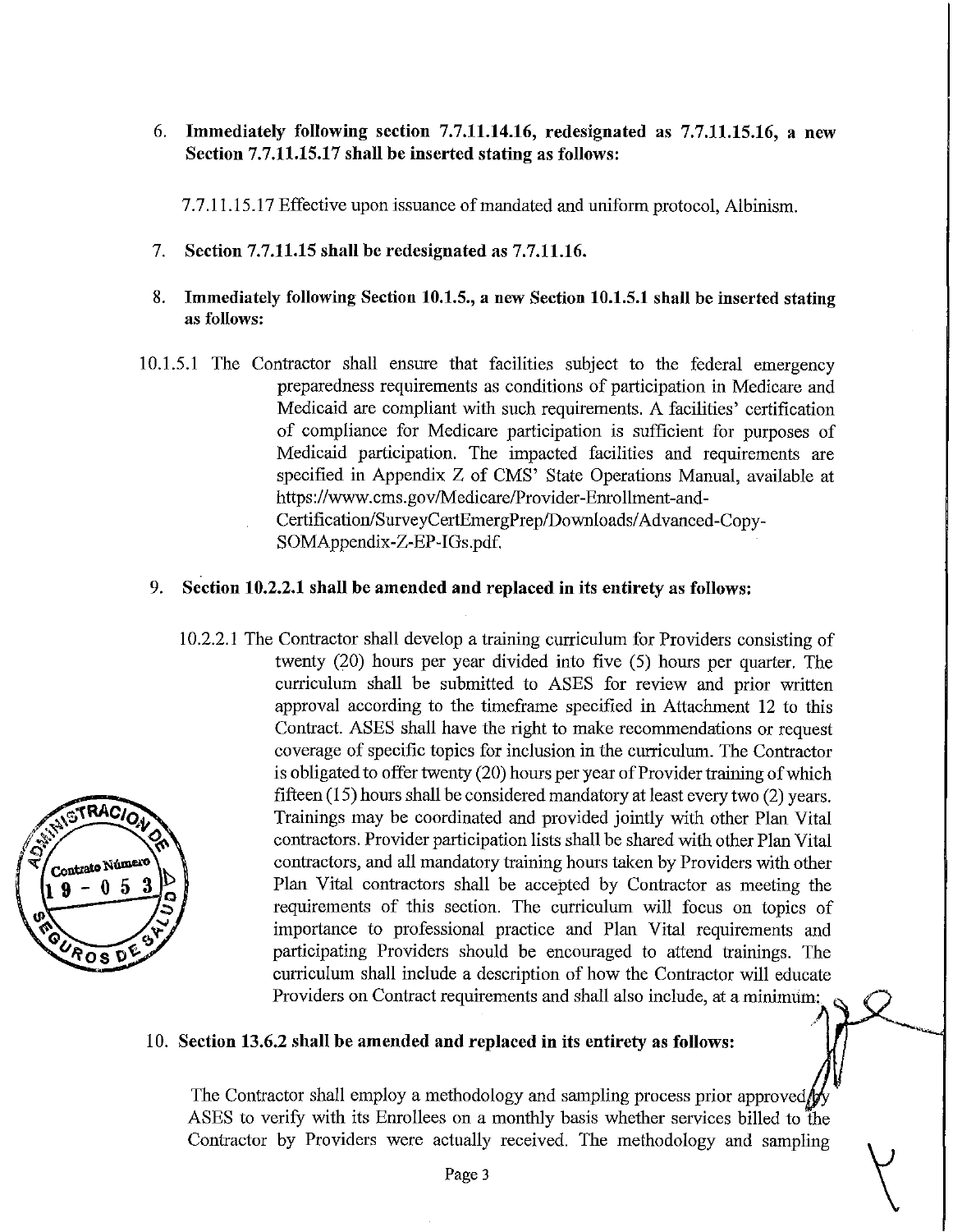6. **Immediately following section 7.7.11.14.16, redesignated as 7.7.11.15.16, a new Section 7.7.11.15.17 shall be inserted stating as follows:**

   7.7.11.15.17 Effective upon issuance of mandated and uniform protocol, Albinism.

7. **Section 7.7.11.15 shall be redesignated as 7.7.11.16.**

8. **Immediately following Section 10.1.5., a new Section 10.1.5.1 shall be inserted stating as follows:**

10.1.5.1 The Contractor shall ensure that facilities subject to the federal emergency preparedness requirements as conditions of participation in Medicare and Medicaid are compliant with such requirements. A facilities' certification of compliance for Medicare participation is sufficient for purposes of Medicaid participation. The impacted facilities and requirements are specified in Appendix Z of CMS' State Operations Manual, available at https://www.cms.gov/Medicare/Provider-Enrollment-and-Certification/SurveyCertEmergPrep/Downloads/Advanced-Copy-SOMAppendix-Z-EP-IGs.pdf.

9. **Section 10.2.2.1 shall be amended and replaced in its entirety as follows:**

   10.2.2.1 The Contractor shall develop a training curriculum for Providers consisting of twenty (20) hours per year divided into five (5) hours per quarter. The curriculum shall be submitted to ASES for review and prior written approval according to the timeframe specified in Attachment 12 to this Contract. ASES shall have the right to make recommendations or request coverage of specific topics for inclusion in the curriculum. The Contractor is obligated to offer twenty (20) hours per year of Provider training of which fifteen (15) hours shall be considered mandatory at least every two (2) years. Trainings may be coordinated and provided jointly with other Plan Vital contractors. Provider participation lists shall be shared with other Plan Vital contractors, and all mandatory training hours taken by Providers with other Plan Vital contractors shall be accepted by Contractor as meeting the requirements of this section. The curriculum will focus on topics of importance to professional practice and Plan Vital requirements and participating Providers should be encouraged to attend trainings. The curriculum shall include a description of how the Contractor will educate Providers on Contract requirements and shall also include, at a minimum:

10. **Section 13.6.2 shall be amended and replaced in its entirety as follows:**

   The Contractor shall employ a methodology and sampling process prior approved by ASES to verify with its Enrollees on a monthly basis whether services billed to the Contractor by Providers were actually received. The methodology and sampling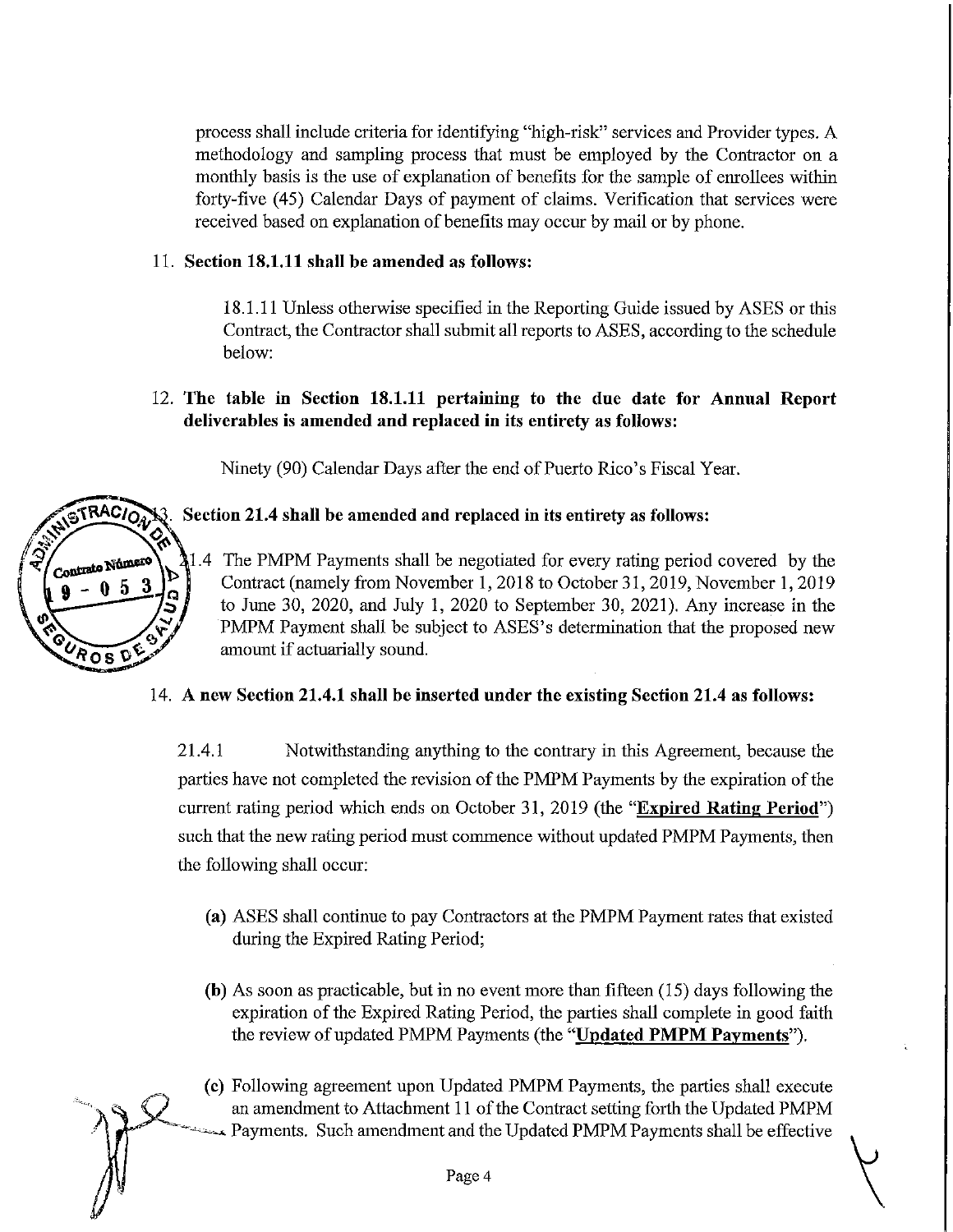process shall include criteria for identifying "high-risk" services and Provider types. A methodology and sampling process that must be employed by the Contractor on a monthly basis is the use of explanation of benefits for the sample of enrollees within forty-five (45) Calendar Days of payment of claims. Verification that services were received based on explanation of benefits may occur by mail or by phone.

11. **Section 18.1.11 shall be amended as follows:**

    18.1.11 Unless otherwise specified in the Reporting Guide issued by ASES or this Contract, the Contractor shall submit all reports to ASES, according to the schedule below:

12. **The table in Section 18.1.11 pertaining to the due date for Annual Report deliverables is amended and replaced in its entirety as follows:**

    Ninety (90) Calendar Days after the end of Puerto Rico's Fiscal Year.

13. **Section 21.4 shall be amended and replaced in its entirety as follows:**

    21.4 The PMPM Payments shall be negotiated for every rating period covered by the Contract (namely from November 1, 2018 to October 31, 2019, November 1, 2019 to June 30, 2020, and July 1, 2020 to September 30, 2021). Any increase in the PMPM Payment shall be subject to ASES's determination that the proposed new amount if actuarially sound.

14. **A new Section 21.4.1 shall be inserted under the existing Section 21.4 as follows:**

    21.4.1 Notwithstanding anything to the contrary in this Agreement, because the parties have not completed the revision of the PMPM Payments by the expiration of the current rating period which ends on October 31, 2019 (the "**Expired Rating Period**") such that the new rating period must commence without updated PMPM Payments, then the following shall occur:

    **(a)** ASES shall continue to pay Contractors at the PMPM Payment rates that existed during the Expired Rating Period;

    **(b)** As soon as practicable, but in no event more than fifteen (15) days following the expiration of the Expired Rating Period, the parties shall complete in good faith the review of updated PMPM Payments (the "**Updated PMPM Payments**").

    **(c)** Following agreement upon Updated PMPM Payments, the parties shall execute an amendment to Attachment 11 of the Contract setting forth the Updated PMPM Payments. Such amendment and the Updated PMPM Payments shall be effective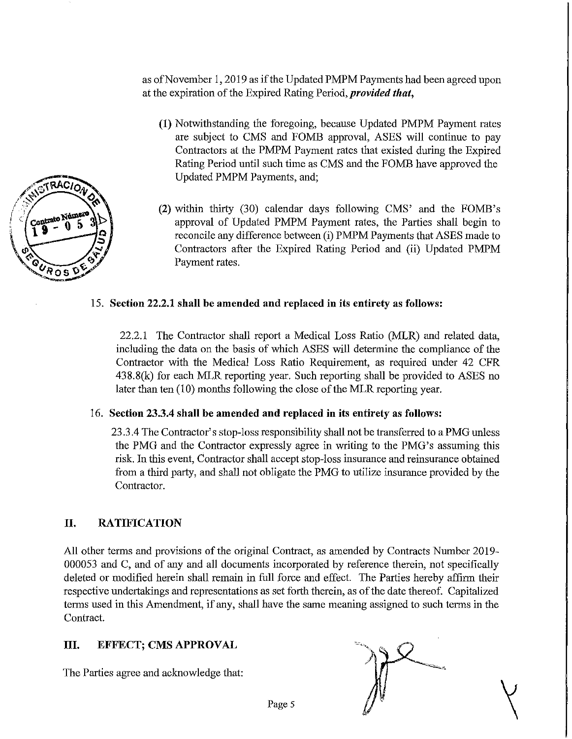as of November 1, 2019 as if the Updated PMPM Payments had been agreed upon at the expiration of the Expired Rating Period, ***provided that,***

(1) Notwithstanding the foregoing, because Updated PMPM Payment rates are subject to CMS and FOMB approval, ASES will continue to pay Contractors at the PMPM Payment rates that existed during the Expired Rating Period until such time as CMS and the FOMB have approved the Updated PMPM Payments, and;

(2) within thirty (30) calendar days following CMS' and the FOMB's approval of Updated PMPM Payment rates, the Parties shall begin to reconcile any difference between (i) PMPM Payments that ASES made to Contractors after the Expired Rating Period and (ii) Updated PMPM Payment rates.

15. **Section 22.2.1 shall be amended and replaced in its entirety as follows:**

22.2.1 The Contractor shall report a Medical Loss Ratio (MLR) and related data, including the data on the basis of which ASES will determine the compliance of the Contractor with the Medical Loss Ratio Requirement, as required under 42 CFR 438.8(k) for each MLR reporting year. Such reporting shall be provided to ASES no later than ten (10) months following the close of the MLR reporting year.

16. **Section 23.3.4 shall be amended and replaced in its entirety as follows:**

23.3.4 The Contractor's stop-loss responsibility shall not be transferred to a PMG unless the PMG and the Contractor expressly agree in writing to the PMG's assuming this risk. In this event, Contractor shall accept stop-loss insurance and reinsurance obtained from a third party, and shall not obligate the PMG to utilize insurance provided by the Contractor.

## II. RATIFICATION

All other terms and provisions of the original Contract, as amended by Contracts Number 2019-000053 and C, and of any and all documents incorporated by reference therein, not specifically deleted or modified herein shall remain in full force and effect. The Parties hereby affirm their respective undertakings and representations as set forth therein, as of the date thereof. Capitalized terms used in this Amendment, if any, shall have the same meaning assigned to such terms in the Contract.

## III. EFFECT; CMS APPROVAL

The Parties agree and acknowledge that: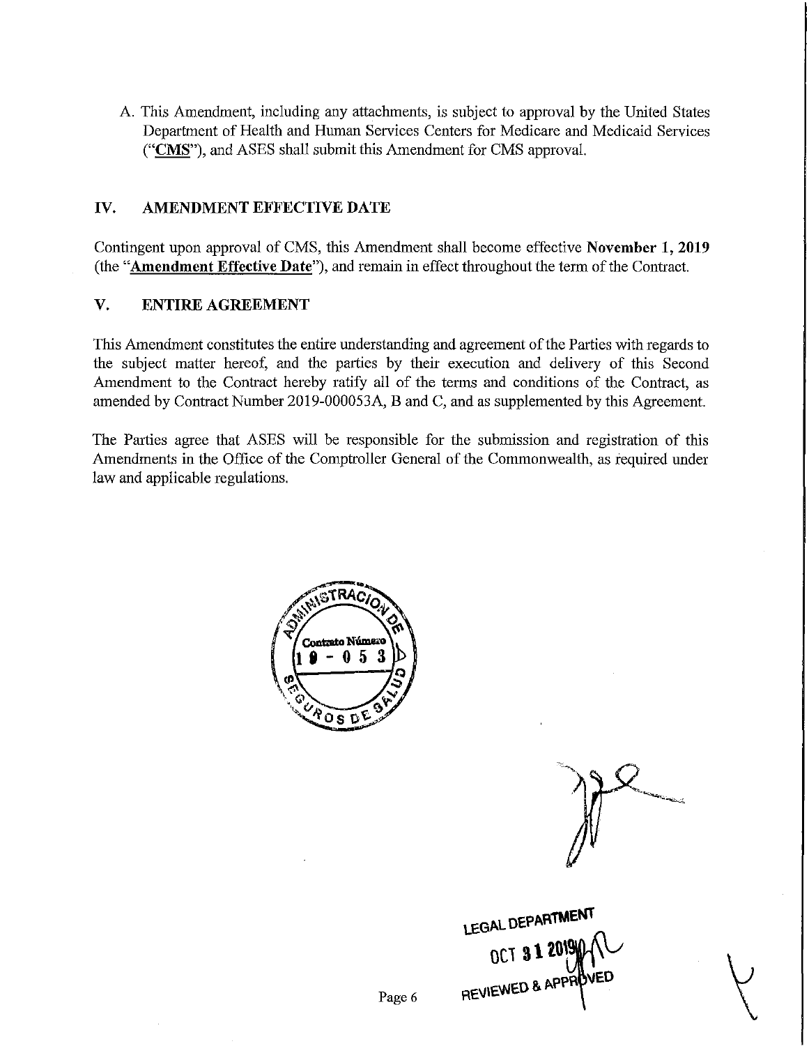A. This Amendment, including any attachments, is subject to approval by the United States Department of Health and Human Services Centers for Medicare and Medicaid Services ("**CMS**"), and ASES shall submit this Amendment for CMS approval.

## IV. AMENDMENT EFFECTIVE DATE

Contingent upon approval of CMS, this Amendment shall become effective **November 1, 2019** (the "**Amendment Effective Date**"), and remain in effect throughout the term of the Contract.

## V. ENTIRE AGREEMENT

This Amendment constitutes the entire understanding and agreement of the Parties with regards to the subject matter hereof, and the parties by their execution and delivery of this Second Amendment to the Contract hereby ratify all of the terms and conditions of the Contract, as amended by Contract Number 2019-000053A, B and C, and as supplemented by this Agreement.

The Parties agree that ASES will be responsible for the submission and registration of this Amendments in the Office of the Comptroller General of the Commonwealth, as required under law and applicable regulations.

ADMINISTRACIÓN DE SEGUROS DE SALUD
Contrato Número 19-053 D

LEGAL DEPARTMENT
OCT 31 2019
REVIEWED & APPROVED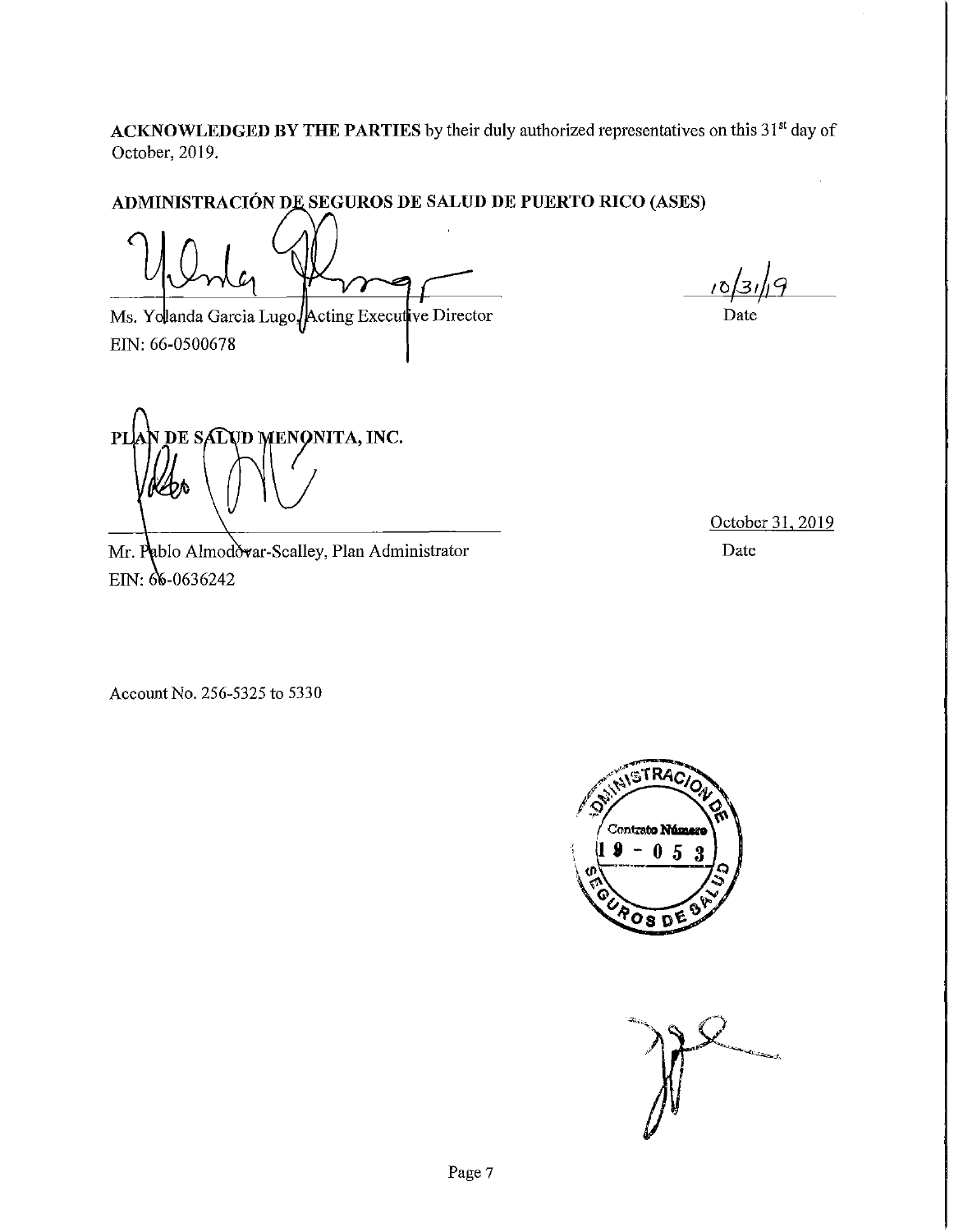**ACKNOWLEDGED BY THE PARTIES** by their duly authorized representatives on this 31[st] day of October, 2019.

**ADMINISTRACIÓN DE SEGUROS DE SALUD DE PUERTO RICO (ASES)**

Ms. Yolanda Garcia Lugo, Acting Executive Director
EIN: 66-0500678

10/31/19
Date

**PLAN DE SALUD MENONITA, INC.**

Mr. Pablo Almodóvar-Scalley, Plan Administrator
EIN: 66-0636242

October 31, 2019
Date

Account No. 256-5325 to 5330

ADMINISTRACION DE SEGUROS DE SALUD
Contrato Número
19 - 053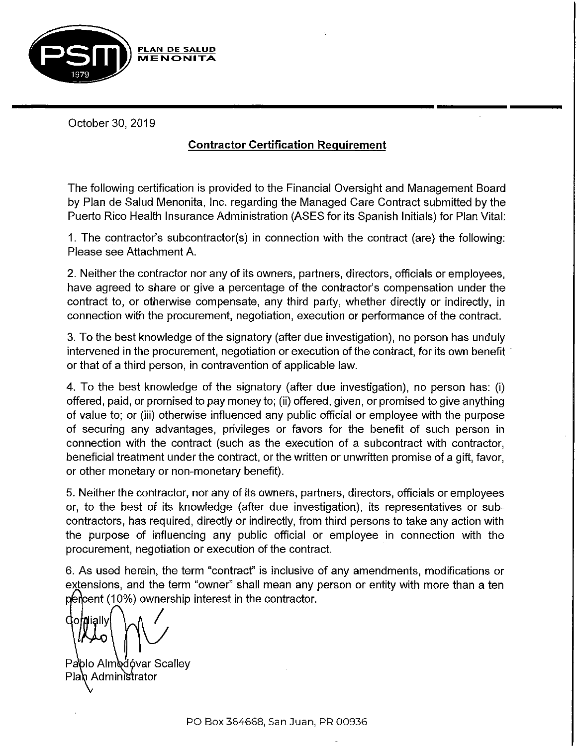PSM PLAN DE SALUD MENONITA 1979

October 30, 2019

**Contractor Certification Requirement**

The following certification is provided to the Financial Oversight and Management Board by Plan de Salud Menonita, Inc. regarding the Managed Care Contract submitted by the Puerto Rico Health Insurance Administration (ASES for its Spanish Initials) for Plan Vital:

1. The contractor's subcontractor(s) in connection with the contract (are) the following: Please see Attachment A.

2. Neither the contractor nor any of its owners, partners, directors, officials or employees, have agreed to share or give a percentage of the contractor's compensation under the contract to, or otherwise compensate, any third party, whether directly or indirectly, in connection with the procurement, negotiation, execution or performance of the contract.

3. To the best knowledge of the signatory (after due investigation), no person has unduly intervened in the procurement, negotiation or execution of the contract, for its own benefit or that of a third person, in contravention of applicable law.

4. To the best knowledge of the signatory (after due investigation), no person has: (i) offered, paid, or promised to pay money to; (ii) offered, given, or promised to give anything of value to; or (iii) otherwise influenced any public official or employee with the purpose of securing any advantages, privileges or favors for the benefit of such person in connection with the contract (such as the execution of a subcontract with contractor, beneficial treatment under the contract, or the written or unwritten promise of a gift, favor, or other monetary or non-monetary benefit).

5. Neither the contractor, nor any of its owners, partners, directors, officials or employees or, to the best of its knowledge (after due investigation), its representatives or sub-contractors, has required, directly or indirectly, from third persons to take any action with the purpose of influencing any public official or employee in connection with the procurement, negotiation or execution of the contract.

6. As used herein, the term "contract" is inclusive of any amendments, modifications or extensions, and the term "owner" shall mean any person or entity with more than a ten percent (10%) ownership interest in the contractor.

Cordially,

Pablo Almodóvar Scalley
Plan Administrator

PO Box 364668, San Juan, PR 00936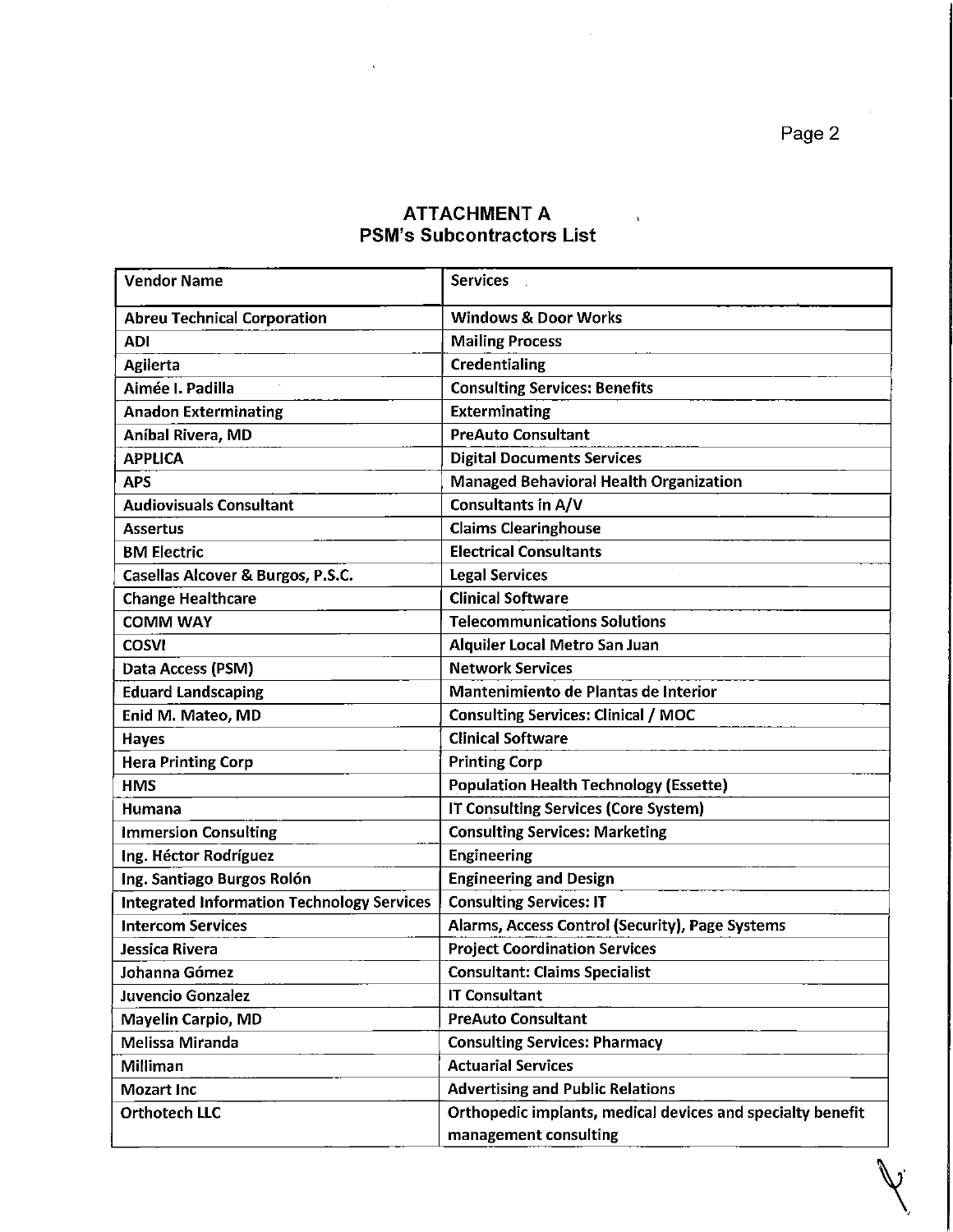# ATTACHMENT A
## PSM's Subcontractors List

| Vendor Name | Services |
|---|---|
| Abreu Technical Corporation | Windows & Door Works |
| ADI | Mailing Process |
| Agilerta | Credentialing |
| Aimée I. Padilla | Consulting Services: Benefits |
| Anadon Exterminating | Exterminating |
| Aníbal Rivera, MD | PreAuto Consultant |
| APPLICA | Digital Documents Services |
| APS | Managed Behavioral Health Organization |
| Audiovisuals Consultant | Consultants in A/V |
| Assertus | Claims Clearinghouse |
| BM Electric | Electrical Consultants |
| Casellas Alcover & Burgos, P.S.C. | Legal Services |
| Change Healthcare | Clinical Software |
| COMM WAY | Telecommunications Solutions |
| COSVI | Alquiler Local Metro San Juan |
| Data Access (PSM) | Network Services |
| Eduard Landscaping | Mantenimiento de Plantas de Interior |
| Enid M. Mateo, MD | Consulting Services: Clinical / MOC |
| Hayes | Clinical Software |
| Hera Printing Corp | Printing Corp |
| HMS | Population Health Technology (Essette) |
| Humana | IT Consulting Services (Core System) |
| Immersion Consulting | Consulting Services: Marketing |
| Ing. Héctor Rodríguez | Engineering |
| Ing. Santiago Burgos Rolón | Engineering and Design |
| Integrated Information Technology Services | Consulting Services: IT |
| Intercom Services | Alarms, Access Control (Security), Page Systems |
| Jessica Rivera | Project Coordination Services |
| Johanna Gómez | Consultant: Claims Specialist |
| Juvencio Gonzalez | IT Consultant |
| Mayelin Carpio, MD | PreAuto Consultant |
| Melissa Miranda | Consulting Services: Pharmacy |
| Milliman | Actuarial Services |
| Mozart Inc | Advertising and Public Relations |
| Orthotech LLC | Orthopedic implants, medical devices and specialty benefit management consulting |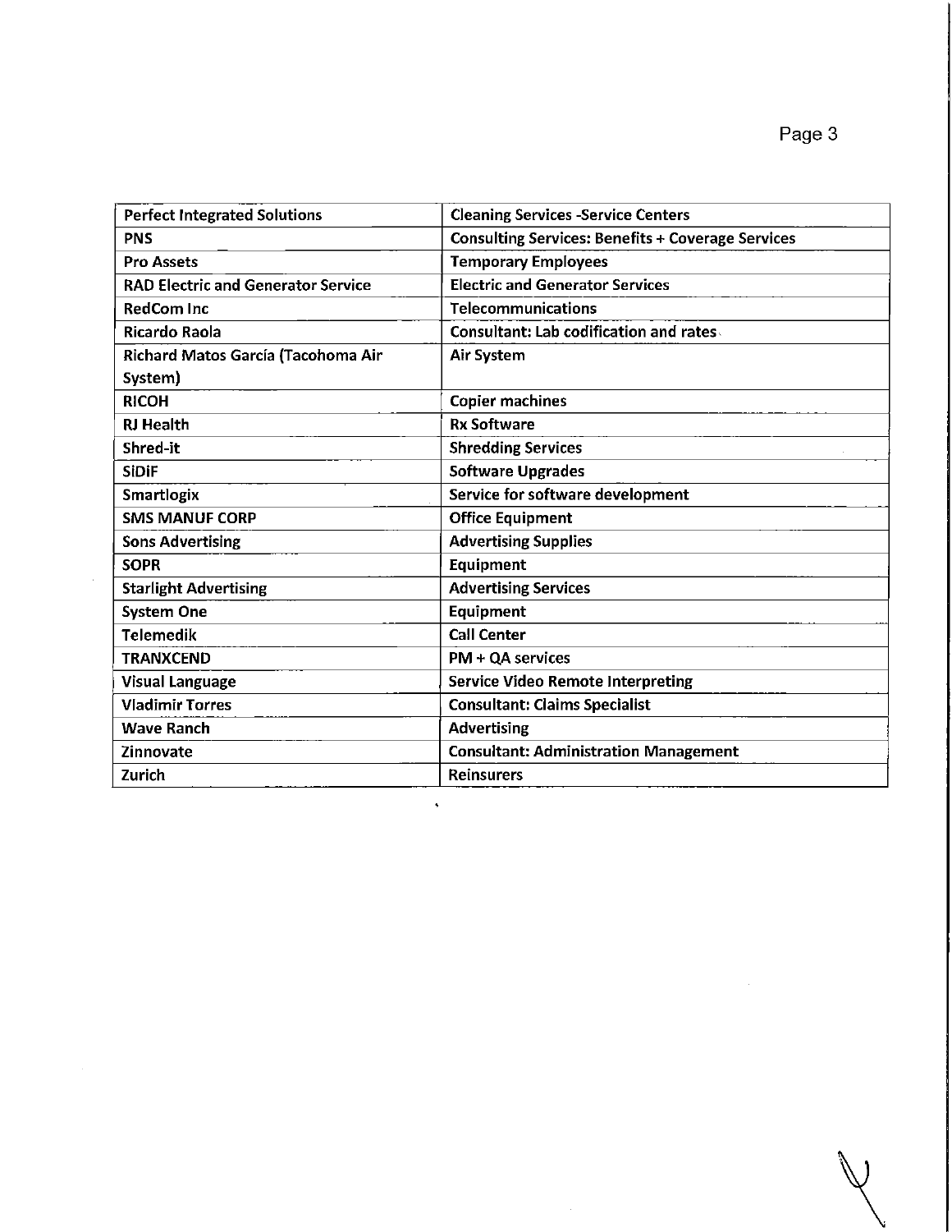| | |
|---|---|
| Perfect Integrated Solutions | Cleaning Services -Service Centers |
| PNS | Consulting Services: Benefits + Coverage Services |
| Pro Assets | Temporary Employees |
| RAD Electric and Generator Service | Electric and Generator Services |
| RedCom Inc | Telecommunications |
| Ricardo Raola | Consultant: Lab codification and rates |
| Richard Matos García (Tacohoma Air System) | Air System |
| RICOH | Copier machines |
| RJ Health | Rx Software |
| Shred-it | Shredding Services |
| SiDiF | Software Upgrades |
| Smartlogix | Service for software development |
| SMS MANUF CORP | Office Equipment |
| Sons Advertising | Advertising Supplies |
| SOPR | Equipment |
| Starlight Advertising | Advertising Services |
| System One | Equipment |
| Telemedik | Call Center |
| TRANXCEND | PM + QA services |
| Visual Language | Service Video Remote Interpreting |
| Vladimir Torres | Consultant: Claims Specialist |
| Wave Ranch | Advertising |
| Zinnovate | Consultant: Administration Management |
| Zurich | Reinsurers |